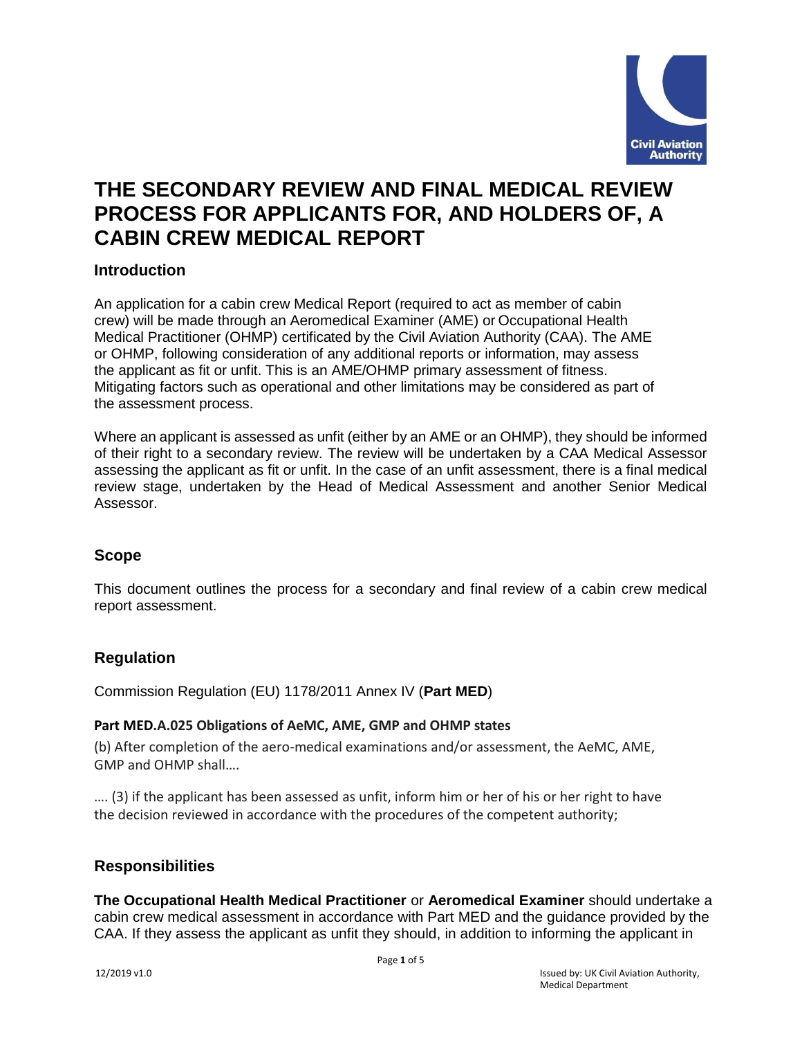# THE SECONDARY REVIEW AND FINAL MEDICAL REVIEW PROCESS FOR APPLICANTS FOR, AND HOLDERS OF, A CABIN CREW MEDICAL REPORT

## Introduction

An application for a cabin crew Medical Report (required to act as member of cabin crew) will be made through an Aeromedical Examiner (AME) or Occupational Health Medical Practitioner (OHMP) certificated by the Civil Aviation Authority (CAA). The AME or OHMP, following consideration of any additional reports or information, may assess the applicant as fit or unfit. This is an AME/OHMP primary assessment of fitness. Mitigating factors such as operational and other limitations may be considered as part of the assessment process.

Where an applicant is assessed as unfit (either by an AME or an OHMP), they should be informed of their right to a secondary review. The review will be undertaken by a CAA Medical Assessor assessing the applicant as fit or unfit. In the case of an unfit assessment, there is a final medical review stage, undertaken by the Head of Medical Assessment and another Senior Medical Assessor.

## Scope

This document outlines the process for a secondary and final review of a cabin crew medical report assessment.

## Regulation

Commission Regulation (EU) 1178/2011 Annex IV (**Part MED**)

### Part MED.A.025 Obligations of AeMC, AME, GMP and OHMP states

(b) After completion of the aero-medical examinations and/or assessment, the AeMC, AME, GMP and OHMP shall….

…. (3) if the applicant has been assessed as unfit, inform him or her of his or her right to have the decision reviewed in accordance with the procedures of the competent authority;

## Responsibilities

**The Occupational Health Medical Practitioner** or **Aeromedical Examiner** should undertake a cabin crew medical assessment in accordance with Part MED and the guidance provided by the CAA. If they assess the applicant as unfit they should, in addition to informing the applicant in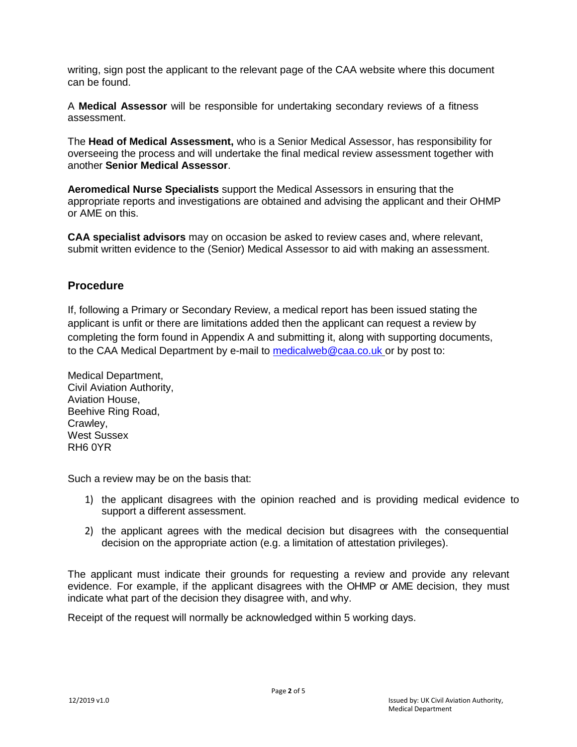writing, sign post the applicant to the relevant page of the CAA website where this document can be found.

A **Medical Assessor** will be responsible for undertaking secondary reviews of a fitness assessment.

The **Head of Medical Assessment,** who is a Senior Medical Assessor, has responsibility for overseeing the process and will undertake the final medical review assessment together with another **Senior Medical Assessor**.

**Aeromedical Nurse Specialists** support the Medical Assessors in ensuring that the appropriate reports and investigations are obtained and advising the applicant and their OHMP or AME on this.

**CAA specialist advisors** may on occasion be asked to review cases and, where relevant, submit written evidence to the (Senior) Medical Assessor to aid with making an assessment.

## Procedure

If, following a Primary or Secondary Review, a medical report has been issued stating the applicant is unfit or there are limitations added then the applicant can request a review by completing the form found in Appendix A and submitting it, along with supporting documents, to the CAA Medical Department by e-mail to medicalweb@caa.co.uk or by post to:

Medical Department,
Civil Aviation Authority,
Aviation House,
Beehive Ring Road,
Crawley,
West Sussex
RH6 0YR

Such a review may be on the basis that:

1) the applicant disagrees with the opinion reached and is providing medical evidence to support a different assessment.
2) the applicant agrees with the medical decision but disagrees with the consequential decision on the appropriate action (e.g. a limitation of attestation privileges).

The applicant must indicate their grounds for requesting a review and provide any relevant evidence. For example, if the applicant disagrees with the OHMP or AME decision, they must indicate what part of the decision they disagree with, and why.

Receipt of the request will normally be acknowledged within 5 working days.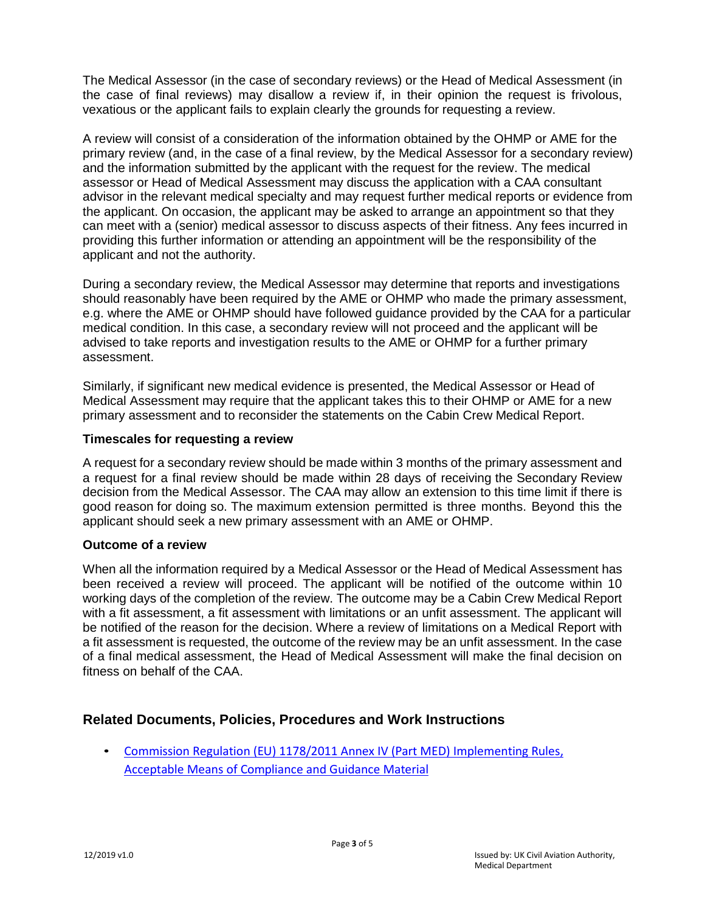The Medical Assessor (in the case of secondary reviews) or the Head of Medical Assessment (in the case of final reviews) may disallow a review if, in their opinion the request is frivolous, vexatious or the applicant fails to explain clearly the grounds for requesting a review.

A review will consist of a consideration of the information obtained by the OHMP or AME for the primary review (and, in the case of a final review, by the Medical Assessor for a secondary review) and the information submitted by the applicant with the request for the review. The medical assessor or Head of Medical Assessment may discuss the application with a CAA consultant advisor in the relevant medical specialty and may request further medical reports or evidence from the applicant. On occasion, the applicant may be asked to arrange an appointment so that they can meet with a (senior) medical assessor to discuss aspects of their fitness. Any fees incurred in providing this further information or attending an appointment will be the responsibility of the applicant and not the authority.

During a secondary review, the Medical Assessor may determine that reports and investigations should reasonably have been required by the AME or OHMP who made the primary assessment, e.g. where the AME or OHMP should have followed guidance provided by the CAA for a particular medical condition. In this case, a secondary review will not proceed and the applicant will be advised to take reports and investigation results to the AME or OHMP for a further primary assessment.

Similarly, if significant new medical evidence is presented, the Medical Assessor or Head of Medical Assessment may require that the applicant takes this to their OHMP or AME for a new primary assessment and to reconsider the statements on the Cabin Crew Medical Report.

### Timescales for requesting a review

A request for a secondary review should be made within 3 months of the primary assessment and a request for a final review should be made within 28 days of receiving the Secondary Review decision from the Medical Assessor. The CAA may allow an extension to this time limit if there is good reason for doing so. The maximum extension permitted is three months. Beyond this the applicant should seek a new primary assessment with an AME or OHMP.

### Outcome of a review

When all the information required by a Medical Assessor or the Head of Medical Assessment has been received a review will proceed. The applicant will be notified of the outcome within 10 working days of the completion of the review. The outcome may be a Cabin Crew Medical Report with a fit assessment, a fit assessment with limitations or an unfit assessment. The applicant will be notified of the reason for the decision. Where a review of limitations on a Medical Report with a fit assessment is requested, the outcome of the review may be an unfit assessment. In the case of a final medical assessment, the Head of Medical Assessment will make the final decision on fitness on behalf of the CAA.

## Related Documents, Policies, Procedures and Work Instructions

- Commission Regulation (EU) 1178/2011 Annex IV (Part MED) Implementing Rules, Acceptable Means of Compliance and Guidance Material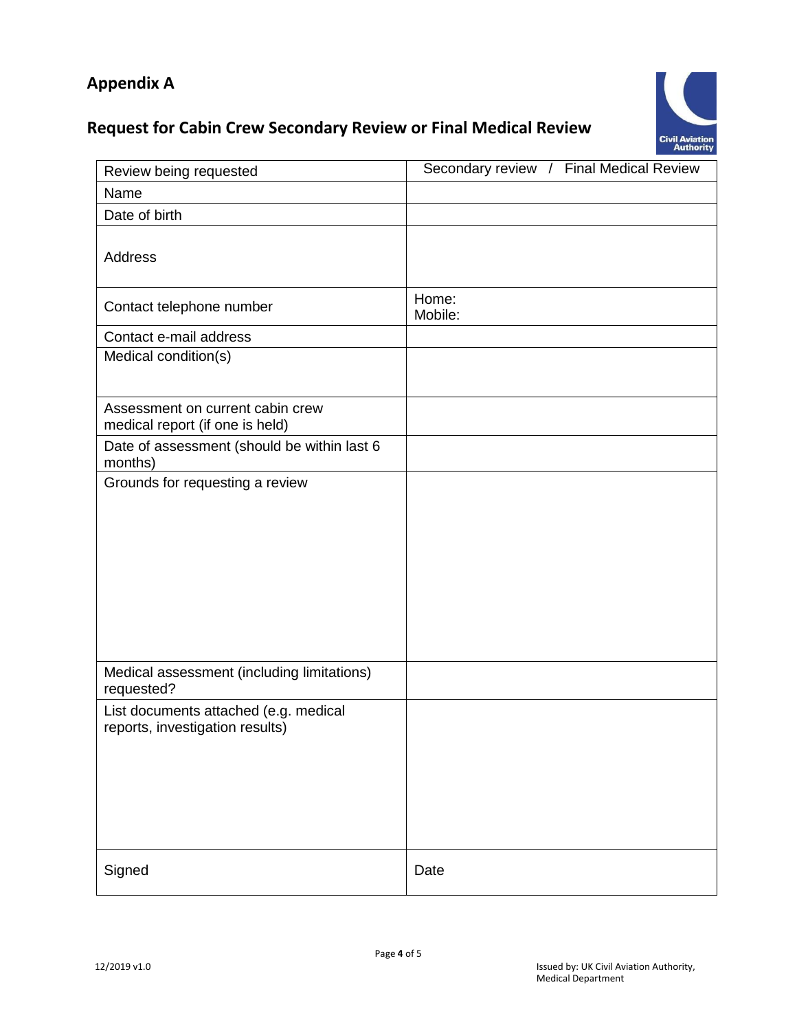## Appendix A

## Request for Cabin Crew Secondary Review or Final Medical Review

| Review being requested | Secondary review / Final Medical Review |
|---|---|
| Name | |
| Date of birth | |
| Address | |
| Contact telephone number | Home:<br>Mobile: |
| Contact e-mail address | |
| Medical condition(s) | |
| Assessment on current cabin crew medical report (if one is held) | |
| Date of assessment (should be within last 6 months) | |
| Grounds for requesting a review | |
| Medical assessment (including limitations) requested? | |
| List documents attached (e.g. medical reports, investigation results) | |
| Signed | Date |

12/2019 v1.0

Issued by: UK Civil Aviation Authority, Medical Department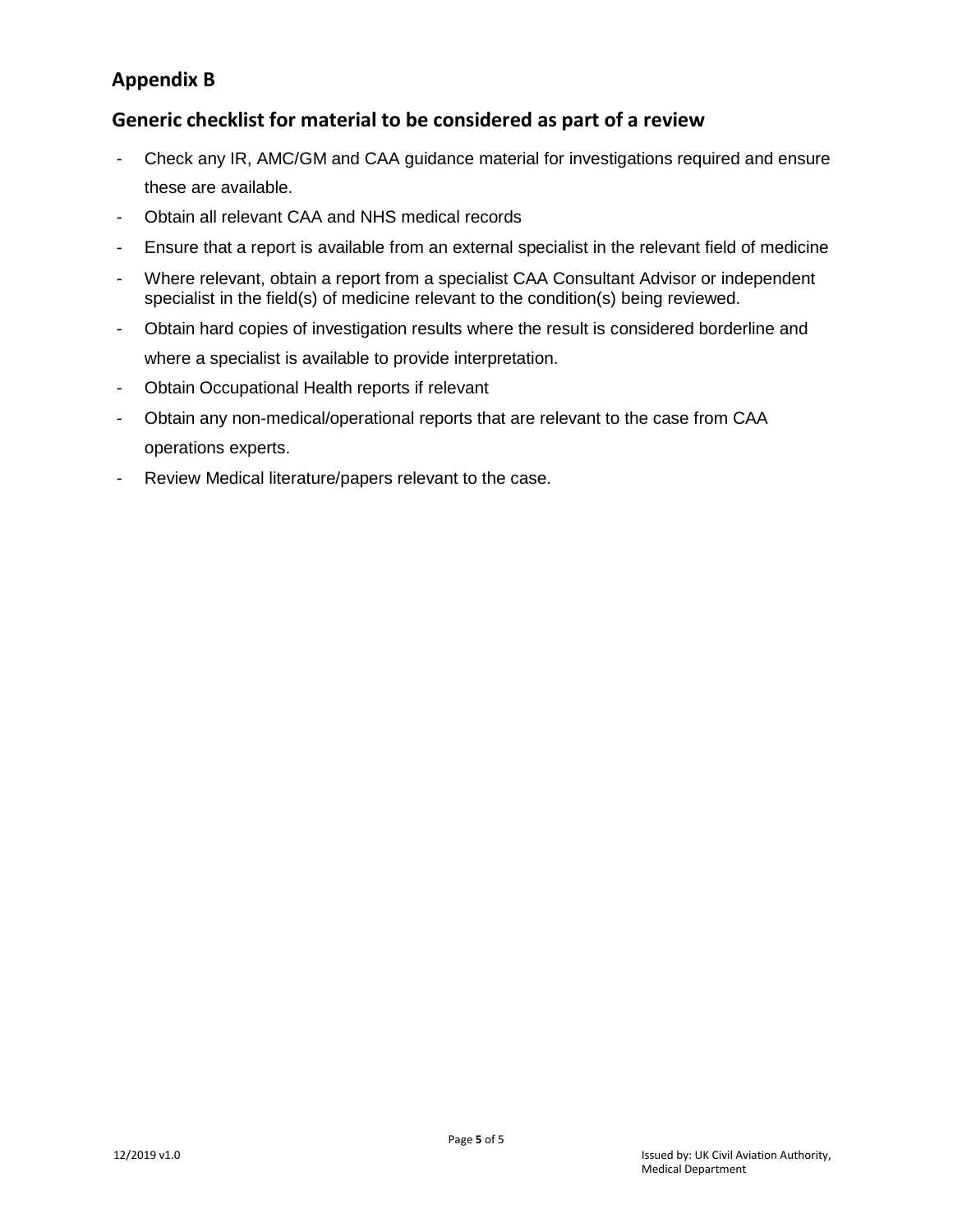## Appendix B

## Generic checklist for material to be considered as part of a review

- Check any IR, AMC/GM and CAA guidance material for investigations required and ensure these are available.
- Obtain all relevant CAA and NHS medical records
- Ensure that a report is available from an external specialist in the relevant field of medicine
- Where relevant, obtain a report from a specialist CAA Consultant Advisor or independent specialist in the field(s) of medicine relevant to the condition(s) being reviewed.
- Obtain hard copies of investigation results where the result is considered borderline and where a specialist is available to provide interpretation.
- Obtain Occupational Health reports if relevant
- Obtain any non-medical/operational reports that are relevant to the case from CAA operations experts.
- Review Medical literature/papers relevant to the case.